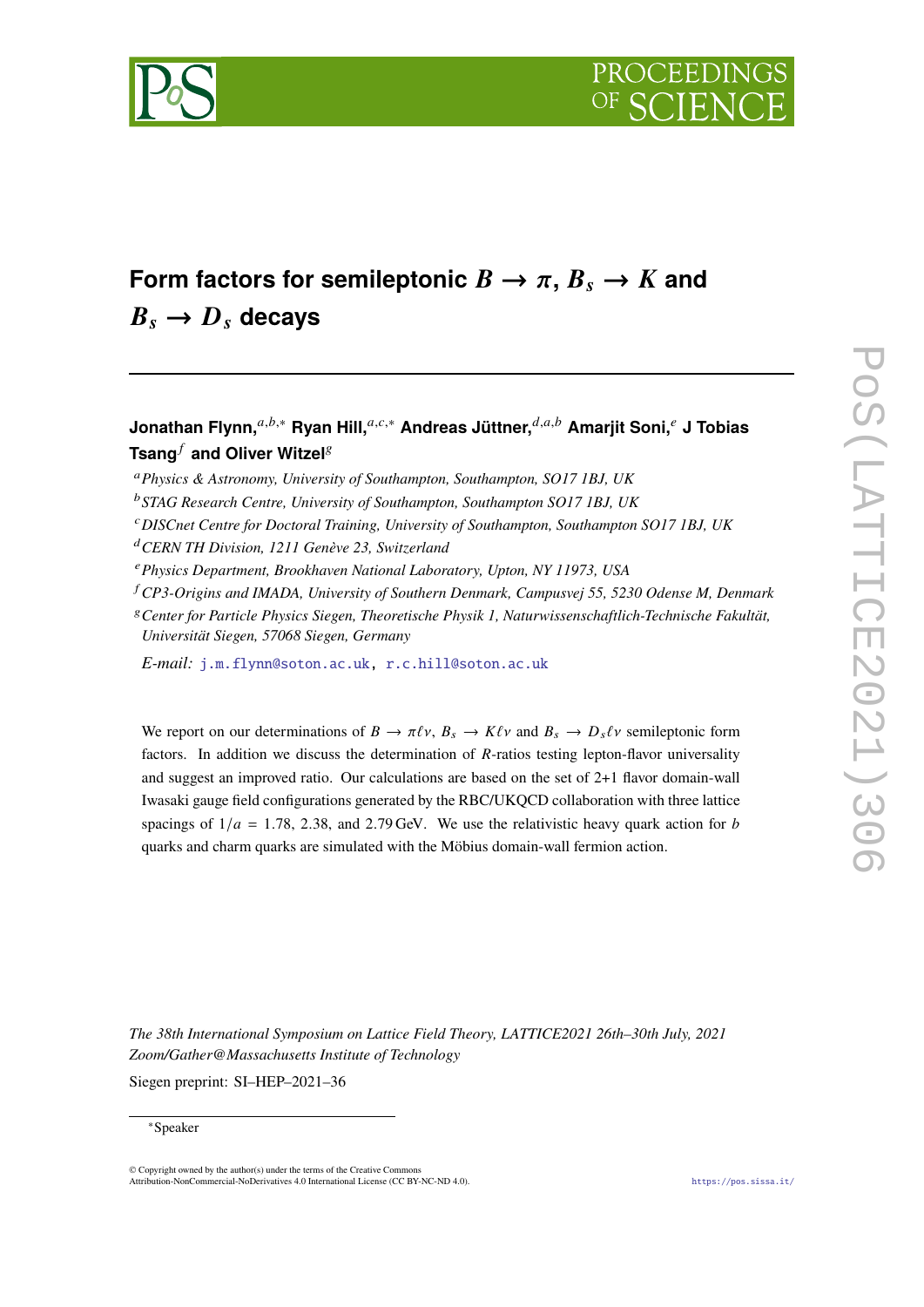# Form factors for semileptonic $B \to \pi$, $B_s \to K$ and $B_s \to D_s$ decays

**Jonathan Flynn,**[a,b,*] **Ryan Hill,**[a,c,*] **Andreas Jüttner,**[d,a,b] **Amarjit Soni,**[e] **J Tobias Tsang**[f] **and Oliver Witzel**[g]

[a] *Physics & Astronomy, University of Southampton, Southampton, SO17 1BJ, UK*

[b] *STAG Research Centre, University of Southampton, Southampton SO17 1BJ, UK*

[c] *DISCnet Centre for Doctoral Training, University of Southampton, Southampton SO17 1BJ, UK*

[d] *CERN TH Division, 1211 Genève 23, Switzerland*

[e] *Physics Department, Brookhaven National Laboratory, Upton, NY 11973, USA*

[f] *CP3-Origins and IMADA, University of Southern Denmark, Campusvej 55, 5230 Odense M, Denmark*

[g] *Center for Particle Physics Siegen, Theoretische Physik 1, Naturwissenschaftlich-Technische Fakultät, Universität Siegen, 57068 Siegen, Germany*

*E-mail:* j.m.flynn@soton.ac.uk, r.c.hill@soton.ac.uk

We report on our determinations of $B \to \pi\ell\nu$, $B_s \to K\ell\nu$ and $B_s \to D_s\ell\nu$ semileptonic form factors. In addition we discuss the determination of $R$-ratios testing lepton-flavor universality and suggest an improved ratio. Our calculations are based on the set of 2+1 flavor domain-wall Iwasaki gauge field configurations generated by the RBC/UKQCD collaboration with three lattice spacings of $1/a = 1.78$, $2.38$, and $2.79\,\text{GeV}$. We use the relativistic heavy quark action for $b$ quarks and charm quarks are simulated with the Möbius domain-wall fermion action.

*The 38th International Symposium on Lattice Field Theory, LATTICE2021 26th–30th July, 2021 Zoom/Gather@Massachusetts Institute of Technology*

Siegen preprint: SI–HEP–2021–36

[*] Speaker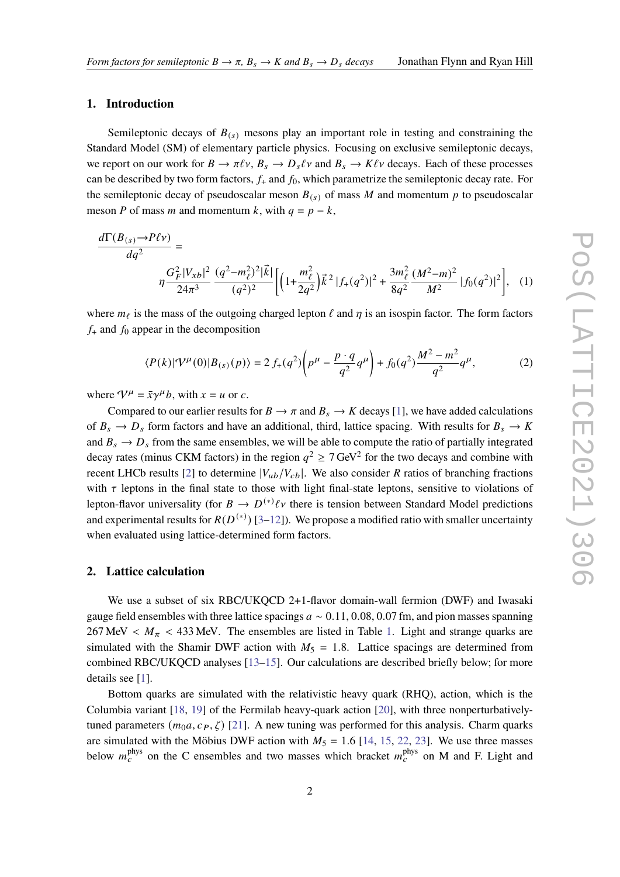## 1. Introduction

Semileptonic decays of $B_{(s)}$ mesons play an important role in testing and constraining the Standard Model (SM) of elementary particle physics. Focusing on exclusive semileptonic decays, we report on our work for $B \to \pi\ell\nu$, $B_s \to D_s\ell\nu$ and $B_s \to K\ell\nu$ decays. Each of these processes can be described by two form factors, $f_+$ and $f_0$, which parametrize the semileptonic decay rate. For the semileptonic decay of pseudoscalar meson $B_{(s)}$ of mass $M$ and momentum $p$ to pseudoscalar meson $P$ of mass $m$ and momentum $k$, with $q = p - k$,

$$
\frac{d\Gamma(B_{(s)}\to P\ell\nu)}{dq^2} = \eta \frac{G_F^2|V_{xb}|^2}{24\pi^3} \frac{(q^2-m_\ell^2)^2|\vec{k}|}{(q^2)^2}\left[\left(1+\frac{m_\ell^2}{2q^2}\right)\vec{k}^{\,2}\,|f_+(q^2)|^2 + \frac{3m_\ell^2}{8q^2}\frac{(M^2-m)^2}{M^2}\,|f_0(q^2)|^2\right], \quad (1)
$$

where $m_\ell$ is the mass of the outgoing charged lepton $\ell$ and $\eta$ is an isospin factor. The form factors $f_+$ and $f_0$ appear in the decomposition

$$
\langle P(k)|\mathcal{V}^\mu(0)|B_{(s)}(p)\rangle = 2\, f_+(q^2)\left(p^\mu - \frac{p\cdot q}{q^2}q^\mu\right) + f_0(q^2)\frac{M^2-m^2}{q^2}q^\mu, \quad (2)
$$

where $\mathcal{V}^\mu = \bar{x}\gamma^\mu b$, with $x = u$ or $c$.

Compared to our earlier results for $B \to \pi$ and $B_s \to K$ decays [1], we have added calculations of $B_s \to D_s$ form factors and have an additional, third, lattice spacing. With results for $B_s \to K$ and $B_s \to D_s$ from the same ensembles, we will be able to compute the ratio of partially integrated decay rates (minus CKM factors) in the region $q^2 \geq 7\,\text{GeV}^2$ for the two decays and combine with recent LHCb results [2] to determine $|V_{ub}/V_{cb}|$. We also consider $R$ ratios of branching fractions with $\tau$ leptons in the final state to those with light final-state leptons, sensitive to violations of lepton-flavor universality (for $B \to D^{(*)}\ell\nu$ there is tension between Standard Model predictions and experimental results for $R(D^{(*)})$ [3–12]). We propose a modified ratio with smaller uncertainty when evaluated using lattice-determined form factors.

## 2. Lattice calculation

We use a subset of six RBC/UKQCD 2+1-flavor domain-wall fermion (DWF) and Iwasaki gauge field ensembles with three lattice spacings $a \sim 0.11, 0.08, 0.07$ fm, and pion masses spanning $267\,\text{MeV} < M_\pi < 433\,\text{MeV}$. The ensembles are listed in Table 1. Light and strange quarks are simulated with the Shamir DWF action with $M_5 = 1.8$. Lattice spacings are determined from combined RBC/UKQCD analyses [13–15]. Our calculations are described briefly below; for more details see [1].

Bottom quarks are simulated with the relativistic heavy quark (RHQ), action, which is the Columbia variant [18, 19] of the Fermilab heavy-quark action [20], with three nonperturbatively-tuned parameters $(m_0a, c_P, \zeta)$ [21]. A new tuning was performed for this analysis. Charm quarks are simulated with the Möbius DWF action with $M_5 = 1.6$ [14, 15, 22, 23]. We use three masses below $m_c^{\text{phys}}$ on the C ensembles and two masses which bracket $m_c^{\text{phys}}$ on M and F. Light and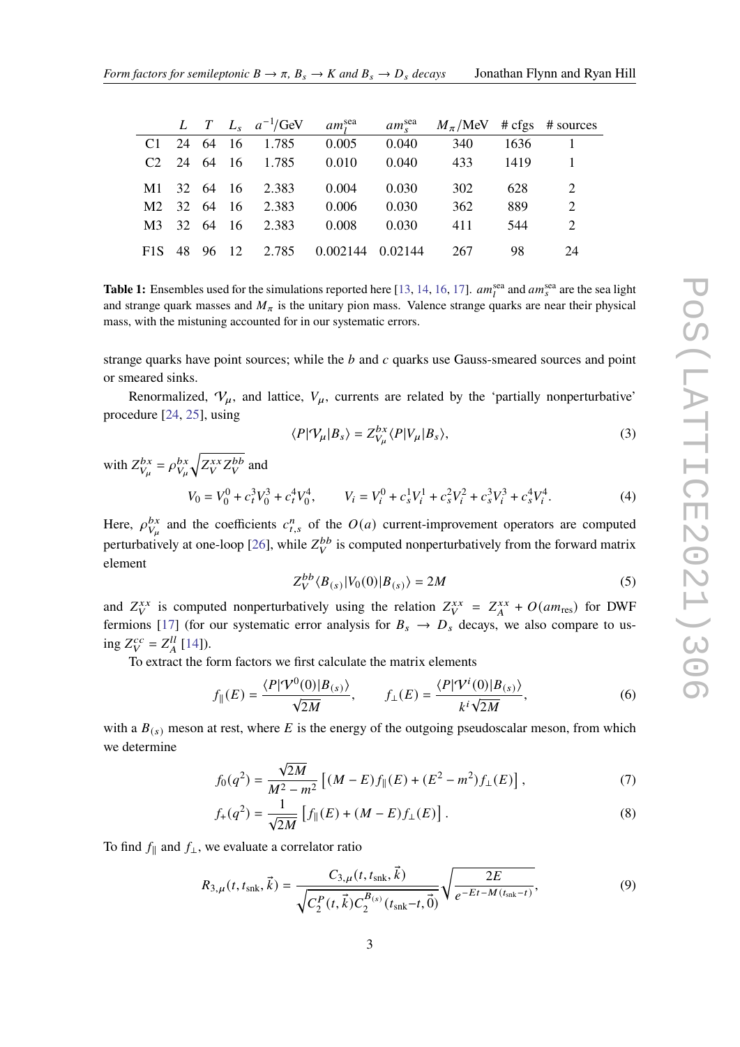| | $L$ | $T$ | $L_s$ | $a^{-1}$/GeV | $am_l^{\rm sea}$ | $am_s^{\rm sea}$ | $M_\pi$/MeV | # cfgs | # sources |
|---|---|---|---|---|---|---|---|---|---|
| C1 | 24 | 64 | 16 | 1.785 | 0.005 | 0.040 | 340 | 1636 | 1 |
| C2 | 24 | 64 | 16 | 1.785 | 0.010 | 0.040 | 433 | 1419 | 1 |
| M1 | 32 | 64 | 16 | 2.383 | 0.004 | 0.030 | 302 | 628 | 2 |
| M2 | 32 | 64 | 16 | 2.383 | 0.006 | 0.030 | 362 | 889 | 2 |
| M3 | 32 | 64 | 16 | 2.383 | 0.008 | 0.030 | 411 | 544 | 2 |
| F1S | 48 | 96 | 12 | 2.785 | 0.002144 | 0.02144 | 267 | 98 | 24 |

**Table 1:** Ensembles used for the simulations reported here [13, 14, 16, 17]. $am_l^{\rm sea}$ and $am_s^{\rm sea}$ are the sea light and strange quark masses and $M_\pi$ is the unitary pion mass. Valence strange quarks are near their physical mass, with the mistuning accounted for in our systematic errors.

strange quarks have point sources; while the $b$ and $c$ quarks use Gauss-smeared sources and point or smeared sinks.

Renormalized, $\mathcal{V}_\mu$, and lattice, $V_\mu$, currents are related by the 'partially nonperturbative' procedure [24, 25], using

$$\langle P|\mathcal{V}_\mu|B_s\rangle = Z_{V_\mu}^{bx}\langle P|V_\mu|B_s\rangle, \tag{3}$$

with $Z_{V_\mu}^{bx} = \rho_{V_\mu}^{bx}\sqrt{Z_V^{xx}Z_V^{bb}}$ and

$$V_0 = V_0^0 + c_t^3 V_0^3 + c_t^4 V_0^4, \qquad V_i = V_i^0 + c_s^1 V_i^1 + c_s^2 V_i^2 + c_s^3 V_i^3 + c_s^4 V_i^4. \tag{4}$$

Here, $\rho_{V_\mu}^{bx}$ and the coefficients $c_{t,s}^n$ of the $O(a)$ current-improvement operators are computed perturbatively at one-loop [26], while $Z_V^{bb}$ is computed nonperturbatively from the forward matrix element

$$Z_V^{bb}\langle B_{(s)}|V_0(0)|B_{(s)}\rangle = 2M \tag{5}$$

and $Z_V^{xx}$ is computed nonperturbatively using the relation $Z_V^{xx} = Z_A^{xx} + O(am_{\rm res})$ for DWF fermions [17] (for our systematic error analysis for $B_s \to D_s$ decays, we also compare to using $Z_V^{cc} = Z_A^{ll}$ [14]).

To extract the form factors we first calculate the matrix elements

$$f_\parallel(E) = \frac{\langle P|\mathcal{V}^0(0)|B_{(s)}\rangle}{\sqrt{2M}}, \qquad f_\perp(E) = \frac{\langle P|\mathcal{V}^i(0)|B_{(s)}\rangle}{k^i\sqrt{2M}}, \tag{6}$$

with a $B_{(s)}$ meson at rest, where $E$ is the energy of the outgoing pseudoscalar meson, from which we determine

$$f_0(q^2) = \frac{\sqrt{2M}}{M^2-m^2}\left[(M-E)f_\parallel(E) + (E^2-m^2)f_\perp(E)\right], \tag{7}$$

$$f_+(q^2) = \frac{1}{\sqrt{2M}}\left[f_\parallel(E) + (M-E)f_\perp(E)\right]. \tag{8}$$

To find $f_\parallel$ and $f_\perp$, we evaluate a correlator ratio

$$R_{3,\mu}(t,t_{\rm snk},\vec{k}) = \frac{C_{3,\mu}(t,t_{\rm snk},\vec{k})}{\sqrt{C_2^P(t,\vec{k})C_2^{B_{(s)}}(t_{\rm snk}-t,\vec{0})}}\sqrt{\frac{2E}{e^{-Et-M(t_{\rm snk}-t)}}}, \tag{9}$$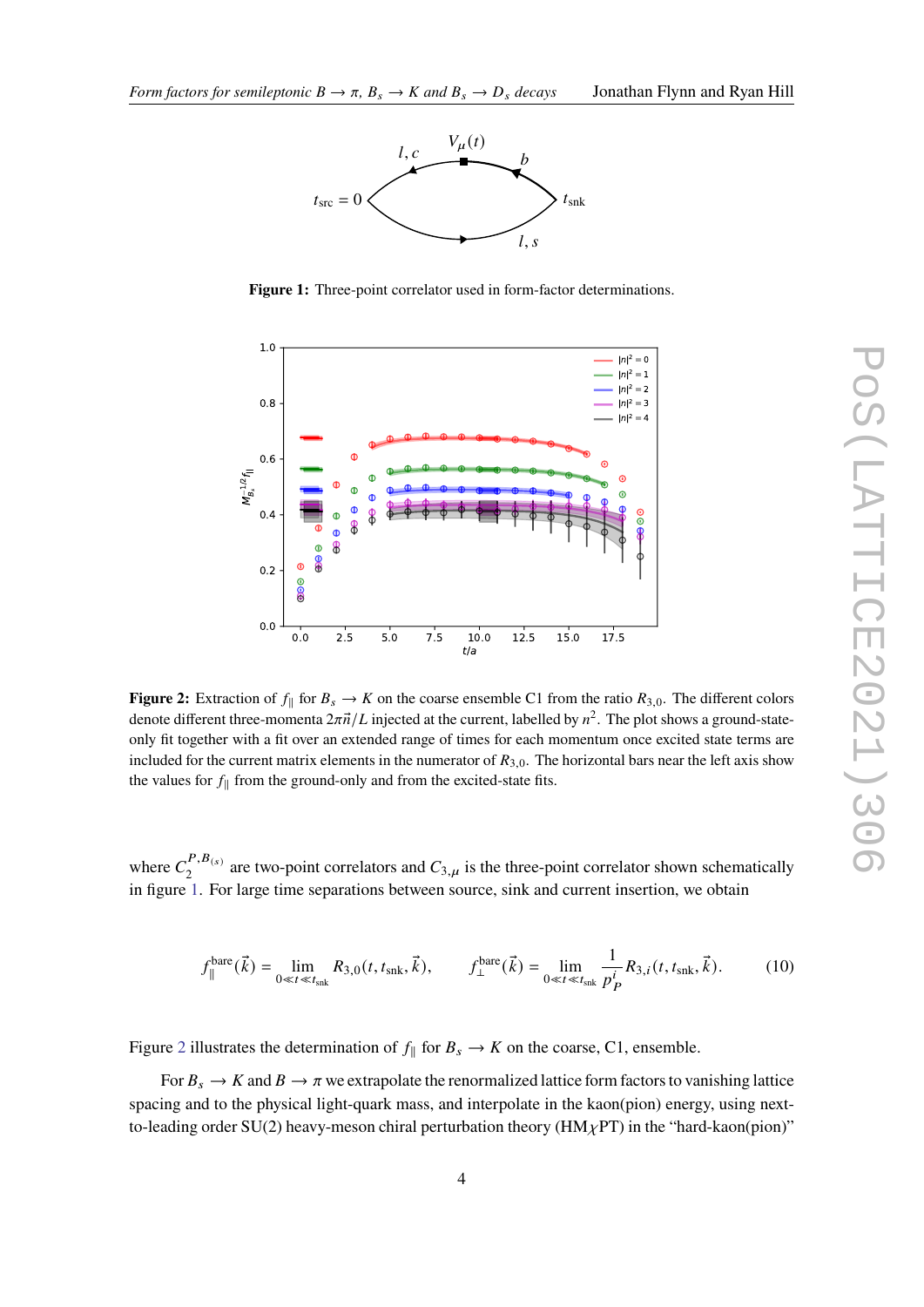**Figure 1:** Three-point correlator used in form-factor determinations.

**Figure 2:** Extraction of $f_\parallel$ for $B_s \to K$ on the coarse ensemble C1 from the ratio $R_{3,0}$. The different colors denote different three-momenta $2\pi\vec{n}/L$ injected at the current, labelled by $n^2$. The plot shows a ground-state-only fit together with a fit over an extended range of times for each momentum once excited state terms are included for the current matrix elements in the numerator of $R_{3,0}$. The horizontal bars near the left axis show the values for $f_\parallel$ from the ground-only and from the excited-state fits.

where $C_2^{P,B_{(s)}}$ are two-point correlators and $C_{3,\mu}$ is the three-point correlator shown schematically in figure 1. For large time separations between source, sink and current insertion, we obtain

$$f_\parallel^{\text{bare}}(\vec{k}) = \lim_{0 \ll t \ll t_{\text{snk}}} R_{3,0}(t, t_{\text{snk}}, \vec{k}), \qquad f_\perp^{\text{bare}}(\vec{k}) = \lim_{0 \ll t \ll t_{\text{snk}}} \frac{1}{p_P^i} R_{3,i}(t, t_{\text{snk}}, \vec{k}). \tag{10}$$

Figure 2 illustrates the determination of $f_\parallel$ for $B_s \to K$ on the coarse, C1, ensemble.

For $B_s \to K$ and $B \to \pi$ we extrapolate the renormalized lattice form factors to vanishing lattice spacing and to the physical light-quark mass, and interpolate in the kaon(pion) energy, using next-to-leading order SU(2) heavy-meson chiral perturbation theory (HM$\chi$PT) in the "hard-kaon(pion)"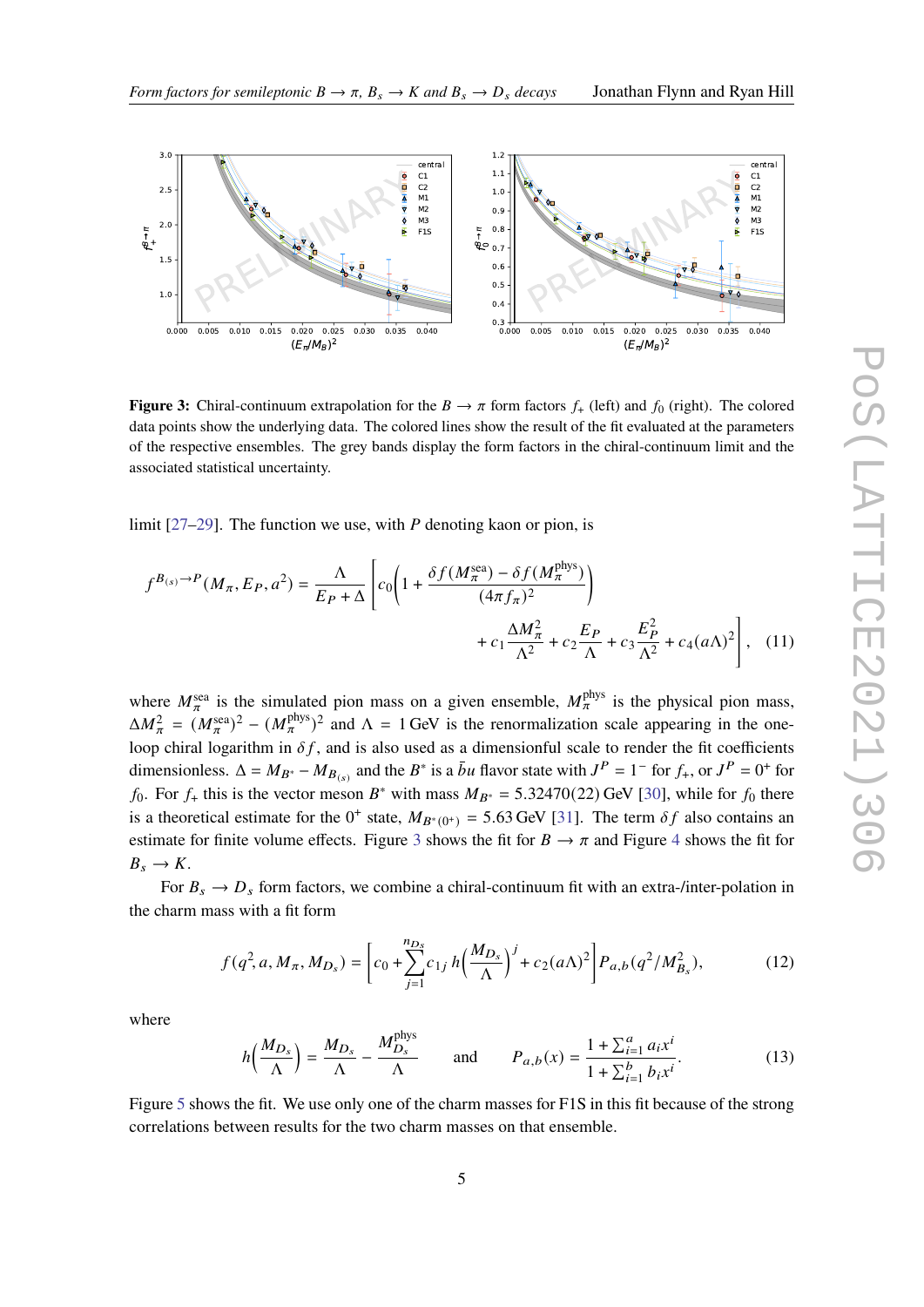**Figure 3:** Chiral-continuum extrapolation for the $B \to \pi$ form factors $f_+$ (left) and $f_0$ (right). The colored data points show the underlying data. The colored lines show the result of the fit evaluated at the parameters of the respective ensembles. The grey bands display the form factors in the chiral-continuum limit and the associated statistical uncertainty.

limit [27–29]. The function we use, with $P$ denoting kaon or pion, is

$$f^{B_{(s)}\to P}(M_\pi, E_P, a^2) = \frac{\Lambda}{E_P + \Delta}\left[c_0\left(1 + \frac{\delta f(M_\pi^{\rm sea}) - \delta f(M_\pi^{\rm phys})}{(4\pi f_\pi)^2}\right) + c_1\frac{\Delta M_\pi^2}{\Lambda^2} + c_2\frac{E_P}{\Lambda} + c_3\frac{E_P^2}{\Lambda^2} + c_4(a\Lambda)^2\right], \quad (11)$$

where $M_\pi^{\rm sea}$ is the simulated pion mass on a given ensemble, $M_\pi^{\rm phys}$ is the physical pion mass, $\Delta M_\pi^2 = (M_\pi^{\rm sea})^2 - (M_\pi^{\rm phys})^2$ and $\Lambda = 1\,\text{GeV}$ is the renormalization scale appearing in the one-loop chiral logarithm in $\delta f$, and is also used as a dimensionful scale to render the fit coefficients dimensionless. $\Delta = M_{B^*} - M_{B_{(s)}}$ and the $B^*$ is a $\bar{b}u$ flavor state with $J^P = 1^-$ for $f_+$, or $J^P = 0^+$ for $f_0$. For $f_+$ this is the vector meson $B^*$ with mass $M_{B^*} = 5.32470(22)\,\text{GeV}$ [30], while for $f_0$ there is a theoretical estimate for the $0^+$ state, $M_{B^*(0^+)} = 5.63\,\text{GeV}$ [31]. The term $\delta f$ also contains an estimate for finite volume effects. Figure 3 shows the fit for $B \to \pi$ and Figure 4 shows the fit for $B_s \to K$.

For $B_s \to D_s$ form factors, we combine a chiral-continuum fit with an extra-/inter-polation in the charm mass with a fit form

$$f(q^2, a, M_\pi, M_{D_s}) = \left[c_0 + \sum_{j=1}^{n_{D_s}} c_{1j}\, h\!\left(\frac{M_{D_s}}{\Lambda}\right)^j + c_2(a\Lambda)^2\right] P_{a,b}(q^2/M_{B_s}^2), \quad (12)$$

where

$$h\!\left(\frac{M_{D_s}}{\Lambda}\right) = \frac{M_{D_s}}{\Lambda} - \frac{M_{D_s}^{\rm phys}}{\Lambda} \qquad \text{and} \qquad P_{a,b}(x) = \frac{1 + \sum_{i=1}^{a} a_i x^i}{1 + \sum_{i=1}^{b} b_i x^i}. \quad (13)$$

Figure 5 shows the fit. We use only one of the charm masses for F1S in this fit because of the strong correlations between results for the two charm masses on that ensemble.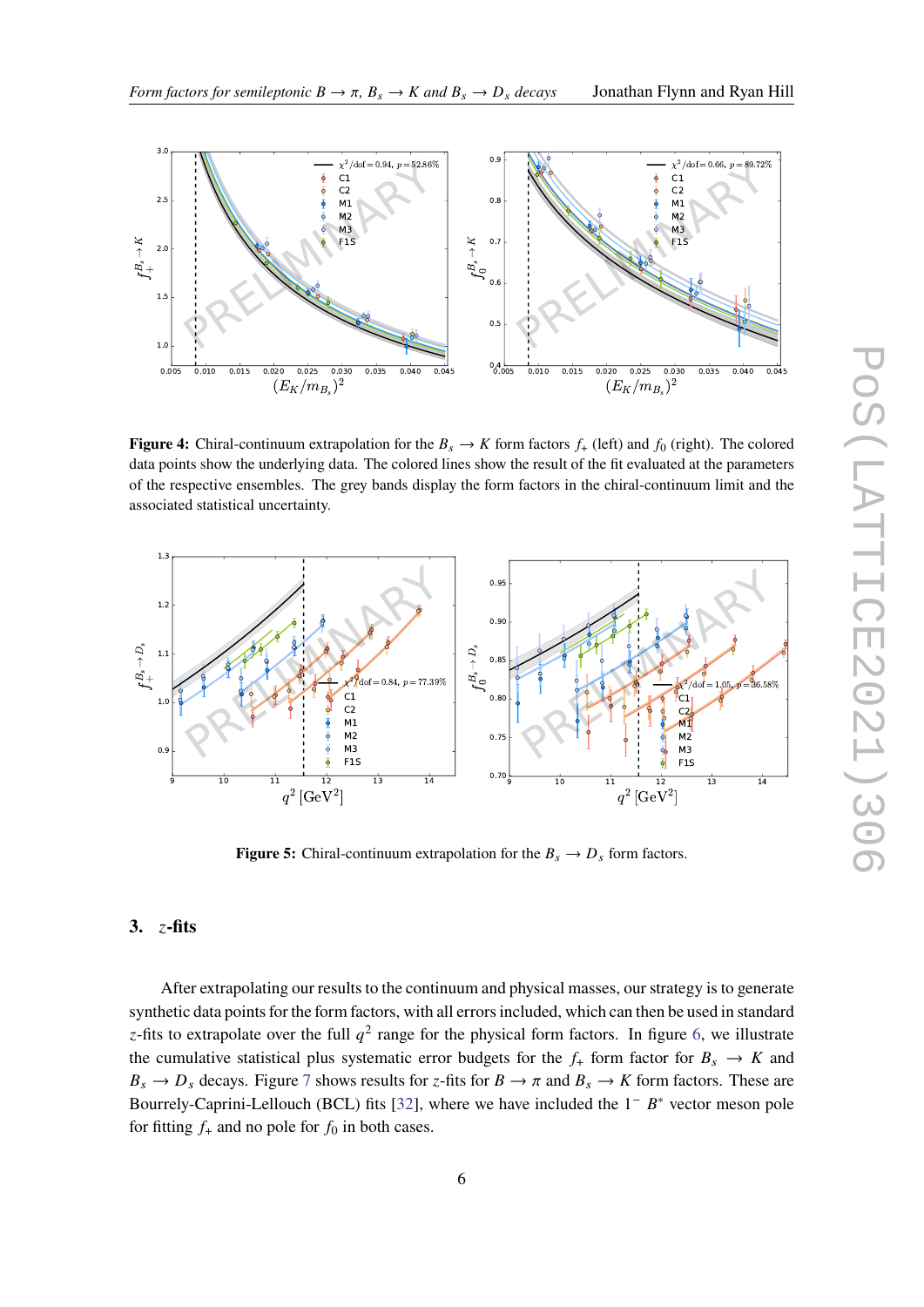**Figure 4:** Chiral-continuum extrapolation for the $B_s \to K$ form factors $f_+$ (left) and $f_0$ (right). The colored data points show the underlying data. The colored lines show the result of the fit evaluated at the parameters of the respective ensembles. The grey bands display the form factors in the chiral-continuum limit and the associated statistical uncertainty.

**Figure 5:** Chiral-continuum extrapolation for the $B_s \to D_s$ form factors.

## 3. $z$-fits

After extrapolating our results to the continuum and physical masses, our strategy is to generate synthetic data points for the form factors, with all errors included, which can then be used in standard $z$-fits to extrapolate over the full $q^2$ range for the physical form factors. In figure 6, we illustrate the cumulative statistical plus systematic error budgets for the $f_+$ form factor for $B_s \to K$ and $B_s \to D_s$ decays. Figure 7 shows results for $z$-fits for $B \to \pi$ and $B_s \to K$ form factors. These are Bourrely-Caprini-Lellouch (BCL) fits [32], where we have included the $1^-$ $B^*$ vector meson pole for fitting $f_+$ and no pole for $f_0$ in both cases.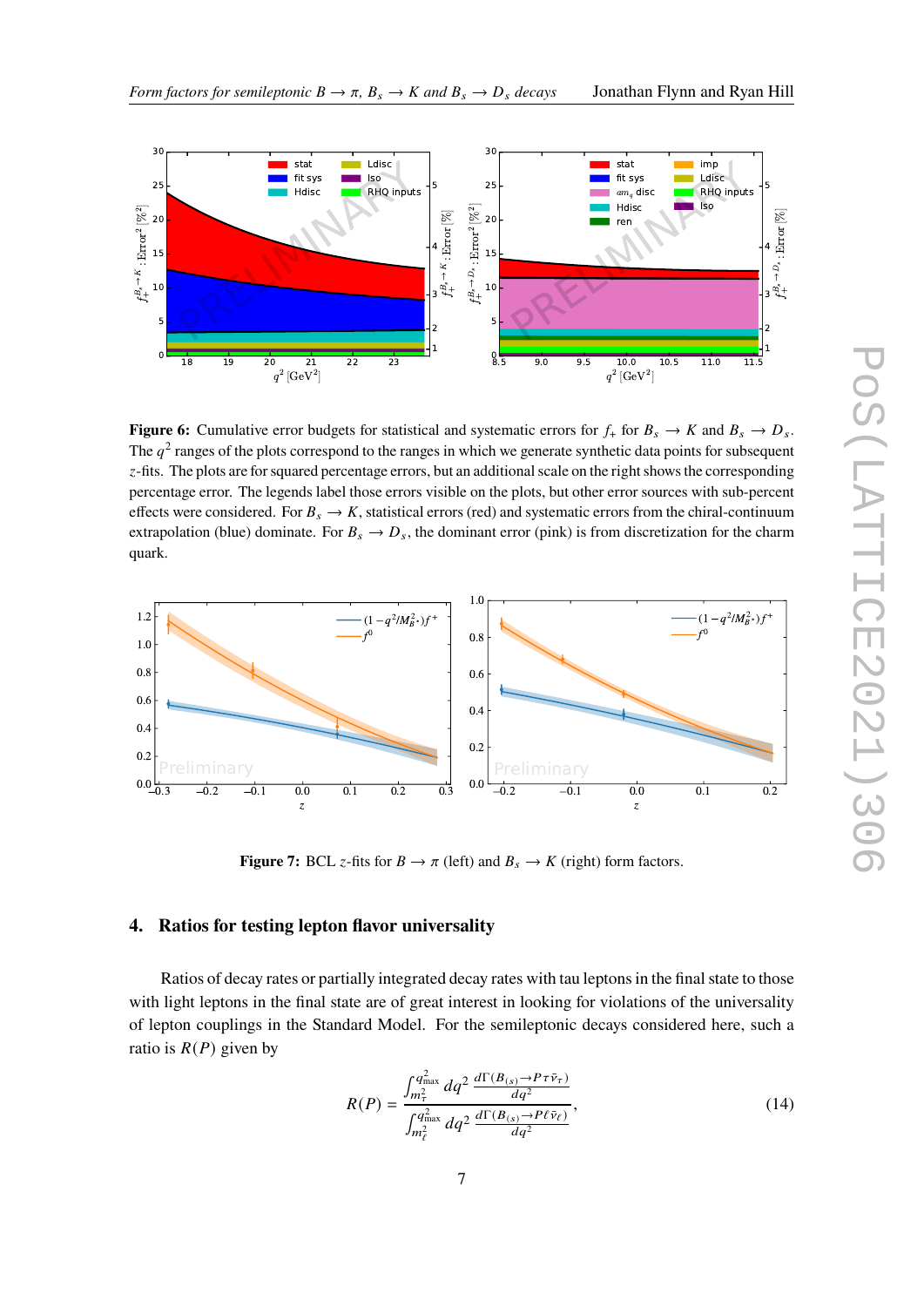**Figure 6:** Cumulative error budgets for statistical and systematic errors for $f_+$ for $B_s \to K$ and $B_s \to D_s$. The $q^2$ ranges of the plots correspond to the ranges in which we generate synthetic data points for subsequent $z$-fits. The plots are for squared percentage errors, but an additional scale on the right shows the corresponding percentage error. The legends label those errors visible on the plots, but other error sources with sub-percent effects were considered. For $B_s \to K$, statistical errors (red) and systematic errors from the chiral-continuum extrapolation (blue) dominate. For $B_s \to D_s$, the dominant error (pink) is from discretization for the charm quark.

**Figure 7:** BCL $z$-fits for $B \to \pi$ (left) and $B_s \to K$ (right) form factors.

## 4. Ratios for testing lepton flavor universality

Ratios of decay rates or partially integrated decay rates with tau leptons in the final state to those with light leptons in the final state are of great interest in looking for violations of the universality of lepton couplings in the Standard Model. For the semileptonic decays considered here, such a ratio is $R(P)$ given by

$$R(P) = \frac{\int_{m_\tau^2}^{q^2_{\rm max}} dq^2 \, \frac{d\Gamma(B_{(s)} \to P \tau \bar{\nu}_\tau)}{dq^2}}{\int_{m_\ell^2}^{q^2_{\rm max}} dq^2 \, \frac{d\Gamma(B_{(s)} \to P \ell \bar{\nu}_\ell)}{dq^2}}, \tag{14}$$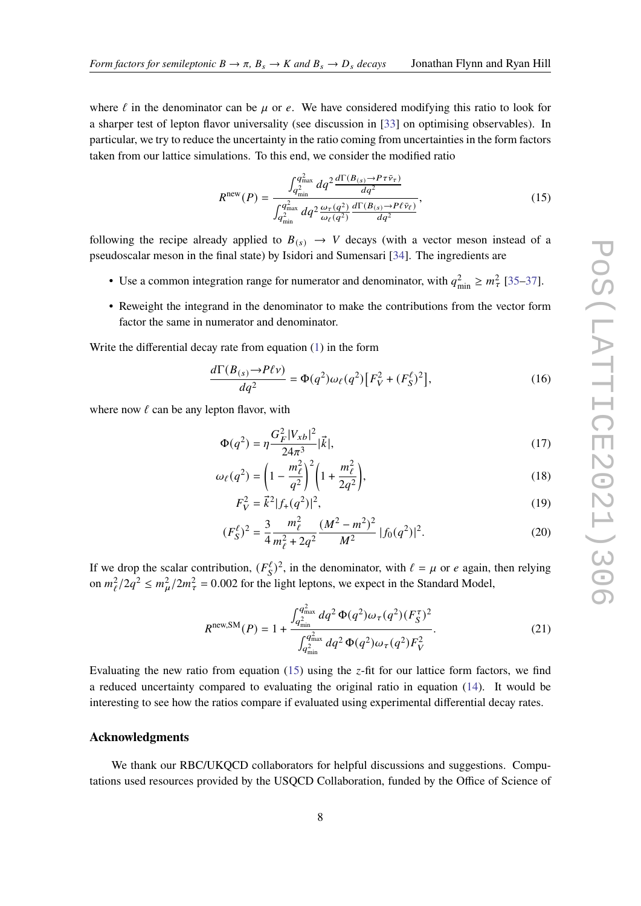where $\ell$ in the denominator can be $\mu$ or $e$. We have considered modifying this ratio to look for a sharper test of lepton flavor universality (see discussion in [33] on optimising observables). In particular, we try to reduce the uncertainty in the ratio coming from uncertainties in the form factors taken from our lattice simulations. To this end, we consider the modified ratio

$$R^{\text{new}}(P) = \frac{\int_{q^2_{\text{min}}}^{q^2_{\text{max}}} dq^2 \frac{d\Gamma(B_{(s)}\to P\tau\bar{\nu}_\tau)}{dq^2}}{\int_{q^2_{\text{min}}}^{q^2_{\text{max}}} dq^2 \frac{\omega_\tau(q^2)}{\omega_\ell(q^2)} \frac{d\Gamma(B_{(s)}\to P\ell\bar{\nu}_\ell)}{dq^2}}, \tag{15}$$

following the recipe already applied to $B_{(s)} \to V$ decays (with a vector meson instead of a pseudoscalar meson in the final state) by Isidori and Sumensari [34]. The ingredients are

- Use a common integration range for numerator and denominator, with $q^2_{\text{min}} \geq m^2_\tau$ [35–37].
- Reweight the integrand in the denominator to make the contributions from the vector form factor the same in numerator and denominator.

Write the differential decay rate from equation (1) in the form

$$\frac{d\Gamma(B_{(s)}\to P\ell\nu)}{dq^2} = \Phi(q^2)\omega_\ell(q^2)\big[F_V^2 + (F_S^\ell)^2\big], \tag{16}$$

where now $\ell$ can be any lepton flavor, with

$$\Phi(q^2) = \eta\frac{G_F^2|V_{xb}|^2}{24\pi^3}|\vec{k}|, \tag{17}$$

$$\omega_\ell(q^2) = \left(1 - \frac{m_\ell^2}{q^2}\right)^2\left(1 + \frac{m_\ell^2}{2q^2}\right), \tag{18}$$

$$F_V^2 = \vec{k}^2|f_+(q^2)|^2, \tag{19}$$

$$(F_S^\ell)^2 = \frac{3}{4}\frac{m_\ell^2}{m_\ell^2 + 2q^2}\frac{(M^2 - m^2)^2}{M^2}\,|f_0(q^2)|^2. \tag{20}$$

If we drop the scalar contribution, $(F_S^\ell)^2$, in the denominator, with $\ell = \mu$ or $e$ again, then relying on $m_\ell^2/2q^2 \leq m_\mu^2/2m_\tau^2 = 0.002$ for the light leptons, we expect in the Standard Model,

$$R^{\text{new,SM}}(P) = 1 + \frac{\int_{q^2_{\text{min}}}^{q^2_{\text{max}}} dq^2\,\Phi(q^2)\omega_\tau(q^2)(F_S^\tau)^2}{\int_{q^2_{\text{min}}}^{q^2_{\text{max}}} dq^2\,\Phi(q^2)\omega_\tau(q^2)F_V^2}. \tag{21}$$

Evaluating the new ratio from equation (15) using the $z$-fit for our lattice form factors, we find a reduced uncertainty compared to evaluating the original ratio in equation (14). It would be interesting to see how the ratios compare if evaluated using experimental differential decay rates.

## Acknowledgments

We thank our RBC/UKQCD collaborators for helpful discussions and suggestions. Computations used resources provided by the USQCD Collaboration, funded by the Office of Science of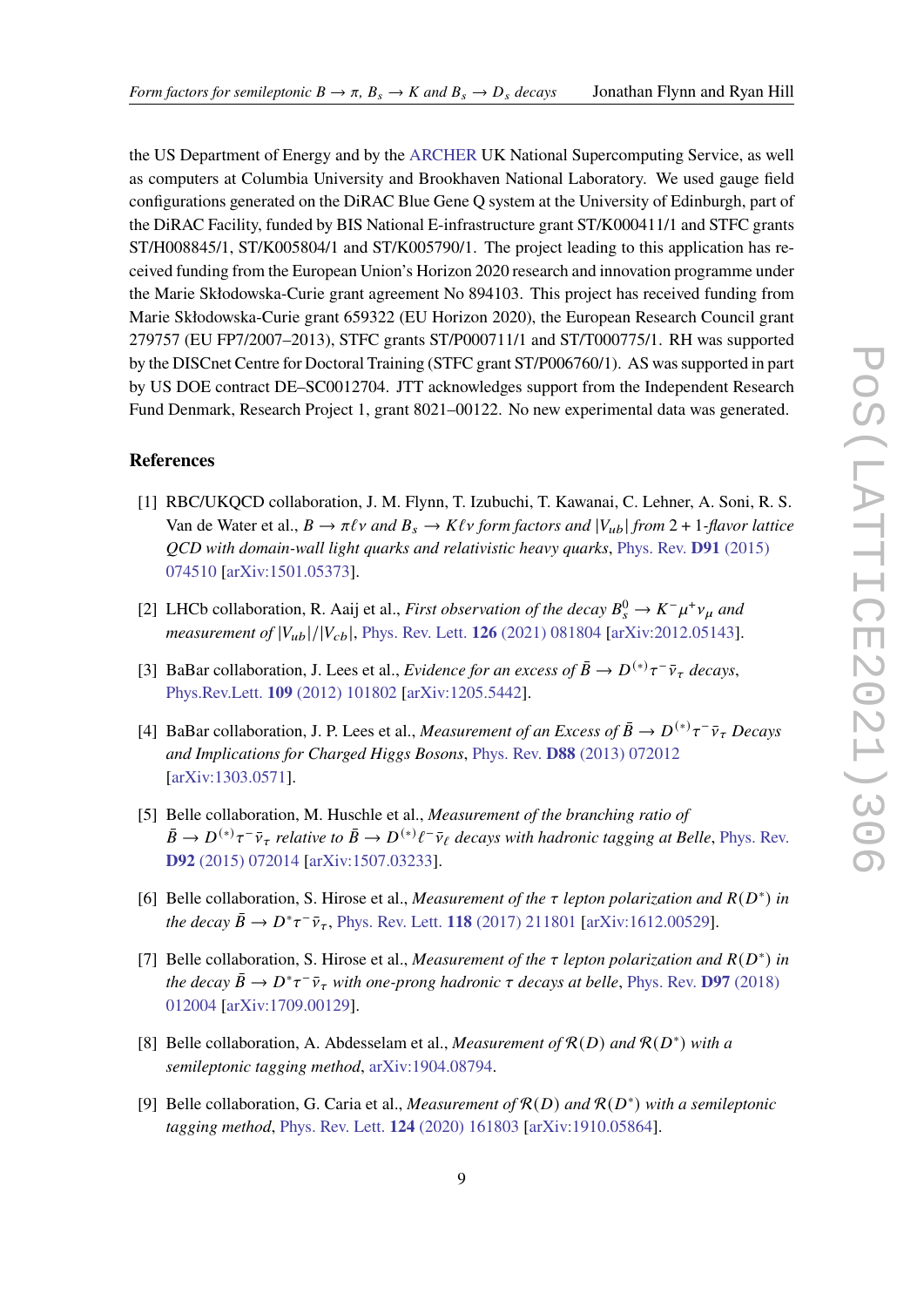the US Department of Energy and by the ARCHER UK National Supercomputing Service, as well as computers at Columbia University and Brookhaven National Laboratory. We used gauge field configurations generated on the DiRAC Blue Gene Q system at the University of Edinburgh, part of the DiRAC Facility, funded by BIS National E-infrastructure grant ST/K000411/1 and STFC grants ST/H008845/1, ST/K005804/1 and ST/K005790/1. The project leading to this application has received funding from the European Union's Horizon 2020 research and innovation programme under the Marie Skłodowska-Curie grant agreement No 894103. This project has received funding from Marie Skłodowska-Curie grant 659322 (EU Horizon 2020), the European Research Council grant 279757 (EU FP7/2007–2013), STFC grants ST/P000711/1 and ST/T000775/1. RH was supported by the DISCnet Centre for Doctoral Training (STFC grant ST/P006760/1). AS was supported in part by US DOE contract DE–SC0012704. JTT acknowledges support from the Independent Research Fund Denmark, Research Project 1, grant 8021–00122. No new experimental data was generated.

## References

[1] RBC/UKQCD collaboration, J. M. Flynn, T. Izubuchi, T. Kawanai, C. Lehner, A. Soni, R. S. Van de Water et al., *$B \to \pi \ell \nu$ and $B_s \to K \ell \nu$ form factors and $|V_{ub}|$ from 2 + 1-flavor lattice QCD with domain-wall light quarks and relativistic heavy quarks*, Phys. Rev. **D91** (2015) 074510 [arXiv:1501.05373].

[2] LHCb collaboration, R. Aaij et al., *First observation of the decay $B_s^0 \to K^- \mu^+ \nu_\mu$ and measurement of $|V_{ub}|/|V_{cb}|$*, Phys. Rev. Lett. **126** (2021) 081804 [arXiv:2012.05143].

[3] BaBar collaboration, J. Lees et al., *Evidence for an excess of $\bar{B} \to D^{(*)} \tau^- \bar{\nu}_\tau$ decays*, Phys.Rev.Lett. **109** (2012) 101802 [arXiv:1205.5442].

[4] BaBar collaboration, J. P. Lees et al., *Measurement of an Excess of $\bar{B} \to D^{(*)} \tau^- \bar{\nu}_\tau$ Decays and Implications for Charged Higgs Bosons*, Phys. Rev. **D88** (2013) 072012 [arXiv:1303.0571].

[5] Belle collaboration, M. Huschle et al., *Measurement of the branching ratio of $\bar{B} \to D^{(*)} \tau^- \bar{\nu}_\tau$ relative to $\bar{B} \to D^{(*)} \ell^- \bar{\nu}_\ell$ decays with hadronic tagging at Belle*, Phys. Rev. **D92** (2015) 072014 [arXiv:1507.03233].

[6] Belle collaboration, S. Hirose et al., *Measurement of the $\tau$ lepton polarization and $R(D^*)$ in the decay $\bar{B} \to D^* \tau^- \bar{\nu}_\tau$*, Phys. Rev. Lett. **118** (2017) 211801 [arXiv:1612.00529].

[7] Belle collaboration, S. Hirose et al., *Measurement of the $\tau$ lepton polarization and $R(D^*)$ in the decay $\bar{B} \to D^* \tau^- \bar{\nu}_\tau$ with one-prong hadronic $\tau$ decays at belle*, Phys. Rev. **D97** (2018) 012004 [arXiv:1709.00129].

[8] Belle collaboration, A. Abdesselam et al., *Measurement of $\mathcal{R}(D)$ and $\mathcal{R}(D^*)$ with a semileptonic tagging method*, arXiv:1904.08794.

[9] Belle collaboration, G. Caria et al., *Measurement of $\mathcal{R}(D)$ and $\mathcal{R}(D^*)$ with a semileptonic tagging method*, Phys. Rev. Lett. **124** (2020) 161803 [arXiv:1910.05864].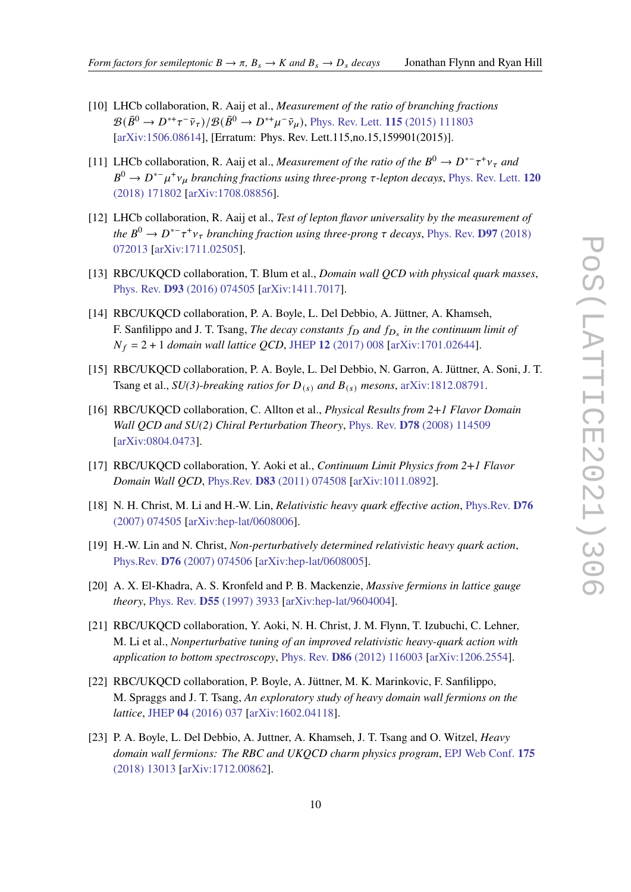[10] LHCb collaboration, R. Aaij et al., *Measurement of the ratio of branching fractions* $\mathcal{B}(\bar{B}^0 \to D^{*+}\tau^-\bar{\nu}_\tau)/\mathcal{B}(\bar{B}^0 \to D^{*+}\mu^-\bar{\nu}_\mu)$, Phys. Rev. Lett. **115** (2015) 111803 [arXiv:1506.08614], [Erratum: Phys. Rev. Lett.115,no.15,159901(2015)].

[11] LHCb collaboration, R. Aaij et al., *Measurement of the ratio of the* $B^0 \to D^{*-}\tau^+\nu_\tau$ *and* $B^0 \to D^{*-}\mu^+\nu_\mu$ *branching fractions using three-prong* $\tau$*-lepton decays*, Phys. Rev. Lett. **120** (2018) 171802 [arXiv:1708.08856].

[12] LHCb collaboration, R. Aaij et al., *Test of lepton flavor universality by the measurement of the* $B^0 \to D^{*-}\tau^+\nu_\tau$ *branching fraction using three-prong* $\tau$ *decays*, Phys. Rev. **D97** (2018) 072013 [arXiv:1711.02505].

[13] RBC/UKQCD collaboration, T. Blum et al., *Domain wall QCD with physical quark masses*, Phys. Rev. **D93** (2016) 074505 [arXiv:1411.7017].

[14] RBC/UKQCD collaboration, P. A. Boyle, L. Del Debbio, A. Jüttner, A. Khamseh, F. Sanfilippo and J. T. Tsang, *The decay constants* $f_D$ *and* $f_{D_s}$ *in the continuum limit of* $N_f = 2+1$ *domain wall lattice QCD*, JHEP **12** (2017) 008 [arXiv:1701.02644].

[15] RBC/UKQCD collaboration, P. A. Boyle, L. Del Debbio, N. Garron, A. Jüttner, A. Soni, J. T. Tsang et al., *SU(3)-breaking ratios for* $D_{(s)}$ *and* $B_{(s)}$ *mesons*, arXiv:1812.08791.

[16] RBC/UKQCD collaboration, C. Allton et al., *Physical Results from 2+1 Flavor Domain Wall QCD and SU(2) Chiral Perturbation Theory*, Phys. Rev. **D78** (2008) 114509 [arXiv:0804.0473].

[17] RBC/UKQCD collaboration, Y. Aoki et al., *Continuum Limit Physics from 2+1 Flavor Domain Wall QCD*, Phys.Rev. **D83** (2011) 074508 [arXiv:1011.0892].

[18] N. H. Christ, M. Li and H.-W. Lin, *Relativistic heavy quark effective action*, Phys.Rev. **D76** (2007) 074505 [arXiv:hep-lat/0608006].

[19] H.-W. Lin and N. Christ, *Non-perturbatively determined relativistic heavy quark action*, Phys.Rev. **D76** (2007) 074506 [arXiv:hep-lat/0608005].

[20] A. X. El-Khadra, A. S. Kronfeld and P. B. Mackenzie, *Massive fermions in lattice gauge theory*, Phys. Rev. **D55** (1997) 3933 [arXiv:hep-lat/9604004].

[21] RBC/UKQCD collaboration, Y. Aoki, N. H. Christ, J. M. Flynn, T. Izubuchi, C. Lehner, M. Li et al., *Nonperturbative tuning of an improved relativistic heavy-quark action with application to bottom spectroscopy*, Phys. Rev. **D86** (2012) 116003 [arXiv:1206.2554].

[22] RBC/UKQCD collaboration, P. Boyle, A. Jüttner, M. K. Marinkovic, F. Sanfilippo, M. Spraggs and J. T. Tsang, *An exploratory study of heavy domain wall fermions on the lattice*, JHEP **04** (2016) 037 [arXiv:1602.04118].

[23] P. A. Boyle, L. Del Debbio, A. Juttner, A. Khamseh, J. T. Tsang and O. Witzel, *Heavy domain wall fermions: The RBC and UKQCD charm physics program*, EPJ Web Conf. **175** (2018) 13013 [arXiv:1712.00862].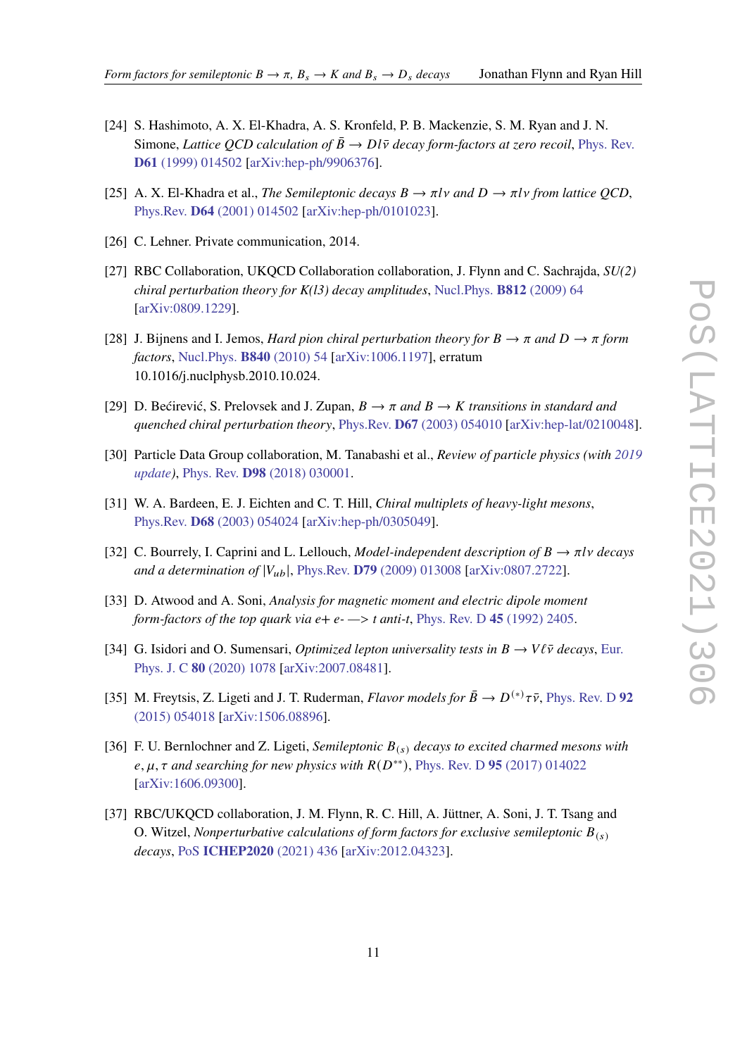[24] S. Hashimoto, A. X. El-Khadra, A. S. Kronfeld, P. B. Mackenzie, S. M. Ryan and J. N. Simone, *Lattice QCD calculation of $\bar{B} \to D l \bar{\nu}$ decay form-factors at zero recoil*, Phys. Rev. **D61** (1999) 014502 [arXiv:hep-ph/9906376].

[25] A. X. El-Khadra et al., *The Semileptonic decays $B \to \pi l \nu$ and $D \to \pi l \nu$ from lattice QCD*, Phys.Rev. **D64** (2001) 014502 [arXiv:hep-ph/0101023].

[26] C. Lehner. Private communication, 2014.

[27] RBC Collaboration, UKQCD Collaboration collaboration, J. Flynn and C. Sachrajda, *SU(2) chiral perturbation theory for K(l3) decay amplitudes*, Nucl.Phys. **B812** (2009) 64 [arXiv:0809.1229].

[28] J. Bijnens and I. Jemos, *Hard pion chiral perturbation theory for $B \to \pi$ and $D \to \pi$ form factors*, Nucl.Phys. **B840** (2010) 54 [arXiv:1006.1197], erratum 10.1016/j.nuclphysb.2010.10.024.

[29] D. Bećirević, S. Prelovsek and J. Zupan, *$B \to \pi$ and $B \to K$ transitions in standard and quenched chiral perturbation theory*, Phys.Rev. **D67** (2003) 054010 [arXiv:hep-lat/0210048].

[30] Particle Data Group collaboration, M. Tanabashi et al., *Review of particle physics (with 2019 update)*, Phys. Rev. **D98** (2018) 030001.

[31] W. A. Bardeen, E. J. Eichten and C. T. Hill, *Chiral multiplets of heavy-light mesons*, Phys.Rev. **D68** (2003) 054024 [arXiv:hep-ph/0305049].

[32] C. Bourrely, I. Caprini and L. Lellouch, *Model-independent description of $B \to \pi l \nu$ decays and a determination of $|V_{ub}|$*, Phys.Rev. **D79** (2009) 013008 [arXiv:0807.2722].

[33] D. Atwood and A. Soni, *Analysis for magnetic moment and electric dipole moment form-factors of the top quark via e+ e- —> t anti-t*, Phys. Rev. D **45** (1992) 2405.

[34] G. Isidori and O. Sumensari, *Optimized lepton universality tests in $B \to V \ell \bar{\nu}$ decays*, Eur. Phys. J. C **80** (2020) 1078 [arXiv:2007.08481].

[35] M. Freytsis, Z. Ligeti and J. T. Ruderman, *Flavor models for $\bar{B} \to D^{(*)} \tau \bar{\nu}$*, Phys. Rev. D **92** (2015) 054018 [arXiv:1506.08896].

[36] F. U. Bernlochner and Z. Ligeti, *Semileptonic $B_{(s)}$ decays to excited charmed mesons with $e, \mu, \tau$ and searching for new physics with $R(D^{**})$*, Phys. Rev. D **95** (2017) 014022 [arXiv:1606.09300].

[37] RBC/UKQCD collaboration, J. M. Flynn, R. C. Hill, A. Jüttner, A. Soni, J. T. Tsang and O. Witzel, *Nonperturbative calculations of form factors for exclusive semileptonic $B_{(s)}$ decays*, PoS **ICHEP2020** (2021) 436 [arXiv:2012.04323].